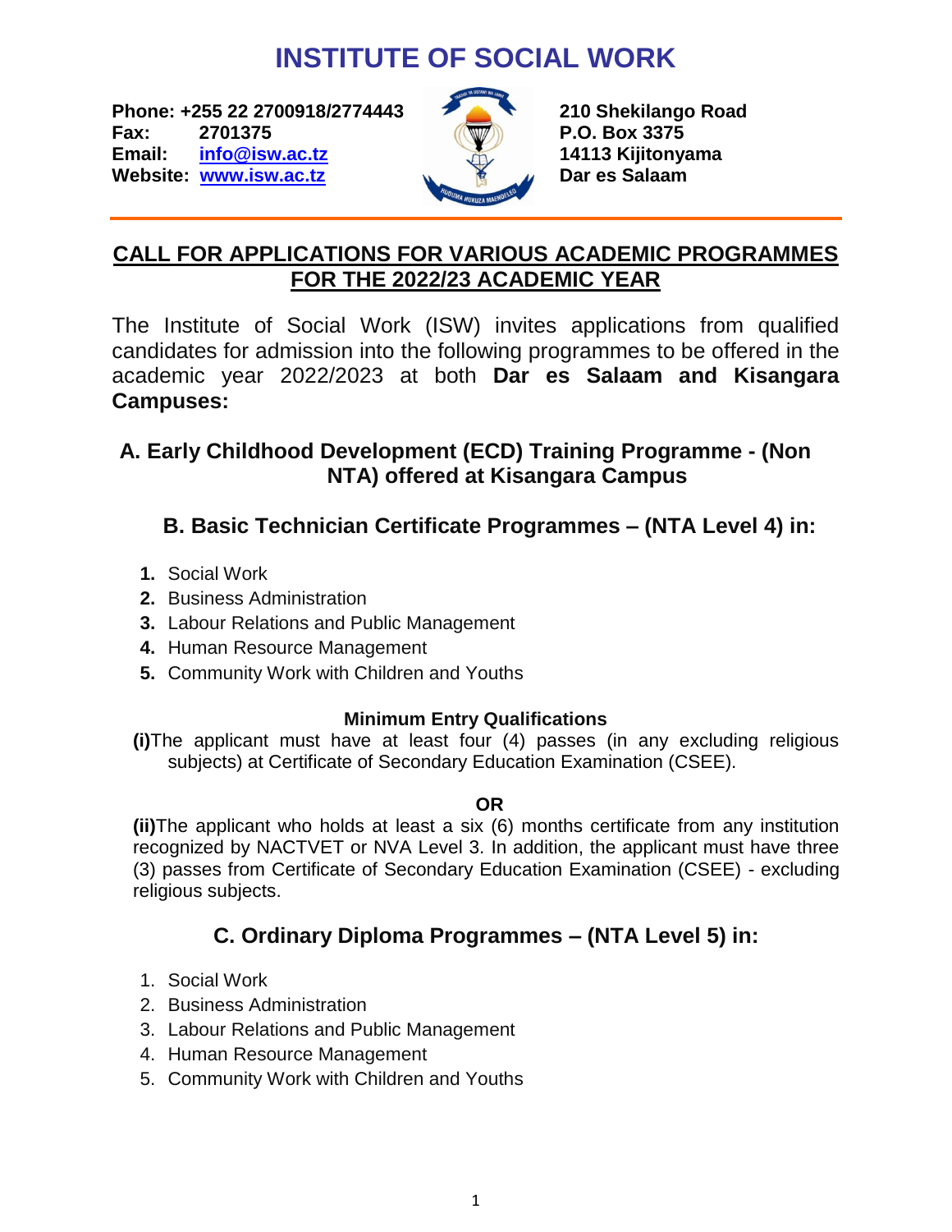# INSTITUTE OF SOCIAL WORK

**Phone: +255 22 2700918/2774443**
**Fax: 2701375**
**Email: info@isw.ac.tz**
**Website: www.isw.ac.tz**

**210 Shekilango Road**
**P.O. Box 3375**
**14113 Kijitonyama**
**Dar es Salaam**

## CALL FOR APPLICATIONS FOR VARIOUS ACADEMIC PROGRAMMES FOR THE 2022/23 ACADEMIC YEAR

The Institute of Social Work (ISW) invites applications from qualified candidates for admission into the following programmes to be offered in the academic year 2022/2023 at both **Dar es Salaam and Kisangara Campuses:**

### A. Early Childhood Development (ECD) Training Programme - (Non NTA) offered at Kisangara Campus

### B. Basic Technician Certificate Programmes – (NTA Level 4) in:

1. Social Work
2. Business Administration
3. Labour Relations and Public Management
4. Human Resource Management
5. Community Work with Children and Youths

**Minimum Entry Qualifications**

**(i)** The applicant must have at least four (4) passes (in any excluding religious subjects) at Certificate of Secondary Education Examination (CSEE).

**OR**

**(ii)** The applicant who holds at least a six (6) months certificate from any institution recognized by NACTVET or NVA Level 3. In addition, the applicant must have three (3) passes from Certificate of Secondary Education Examination (CSEE) - excluding religious subjects.

### C. Ordinary Diploma Programmes – (NTA Level 5) in:

1. Social Work
2. Business Administration
3. Labour Relations and Public Management
4. Human Resource Management
5. Community Work with Children and Youths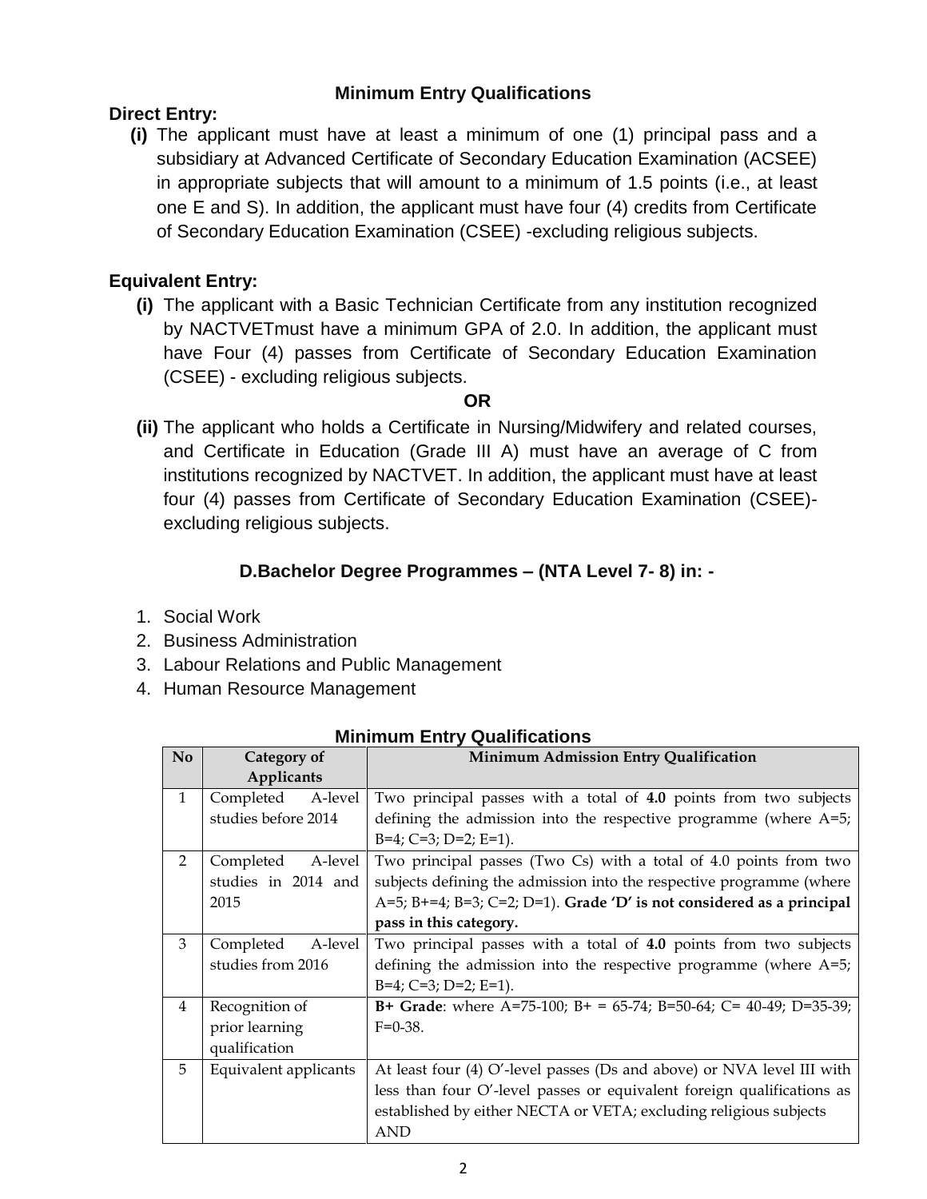### Minimum Entry Qualifications

**Direct Entry:**

**(i)** The applicant must have at least a minimum of one (1) principal pass and a subsidiary at Advanced Certificate of Secondary Education Examination (ACSEE) in appropriate subjects that will amount to a minimum of 1.5 points (i.e., at least one E and S). In addition, the applicant must have four (4) credits from Certificate of Secondary Education Examination (CSEE) -excluding religious subjects.

**Equivalent Entry:**

**(i)** The applicant with a Basic Technician Certificate from any institution recognized by NACTVETmust have a minimum GPA of 2.0. In addition, the applicant must have Four (4) passes from Certificate of Secondary Education Examination (CSEE) - excluding religious subjects.

**OR**

**(ii)** The applicant who holds a Certificate in Nursing/Midwifery and related courses, and Certificate in Education (Grade III A) must have an average of C from institutions recognized by NACTVET. In addition, the applicant must have at least four (4) passes from Certificate of Secondary Education Examination (CSEE)- excluding religious subjects.

## D.Bachelor Degree Programmes – (NTA Level 7- 8) in: -

1. Social Work
2. Business Administration
3. Labour Relations and Public Management
4. Human Resource Management

### Minimum Entry Qualifications

| No | Category of Applicants | Minimum Admission Entry Qualification |
|---|---|---|
| 1 | Completed A-level studies before 2014 | Two principal passes with a total of **4.0** points from two subjects defining the admission into the respective programme (where A=5; B=4; C=3; D=2; E=1). |
| 2 | Completed A-level studies in 2014 and 2015 | Two principal passes (Two Cs) with a total of 4.0 points from two subjects defining the admission into the respective programme (where A=5; B+=4; B=3; C=2; D=1). **Grade 'D' is not considered as a principal pass in this category.** |
| 3 | Completed A-level studies from 2016 | Two principal passes with a total of **4.0** points from two subjects defining the admission into the respective programme (where A=5; B=4; C=3; D=2; E=1). |
| 4 | Recognition of prior learning qualification | **B+ Grade**: where A=75-100; B+ = 65-74; B=50-64; C= 40-49; D=35-39; F=0-38. |
| 5 | Equivalent applicants | At least four (4) O'-level passes (Ds and above) or NVA level III with less than four O'-level passes or equivalent foreign qualifications as established by either NECTA or VETA; excluding religious subjects AND |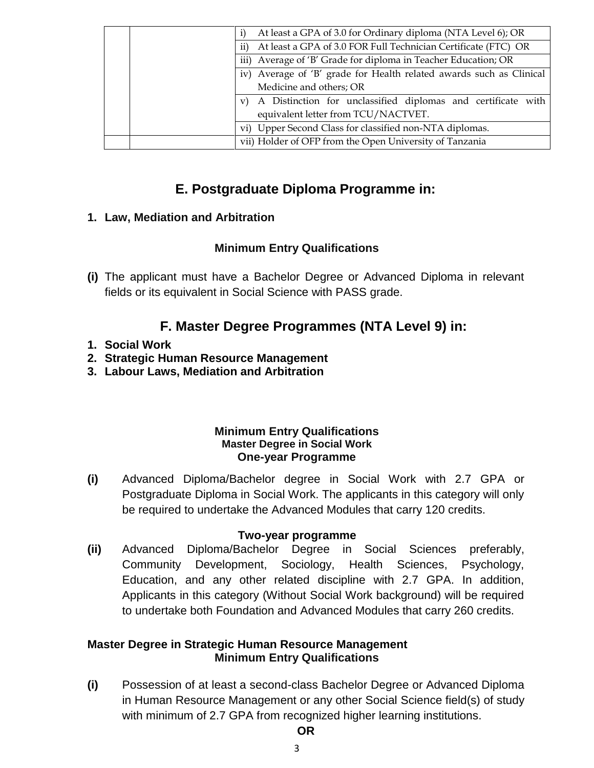| | | |
|---|---|---|
| | | i) At least a GPA of 3.0 for Ordinary diploma (NTA Level 6); OR |
| | | ii) At least a GPA of 3.0 FOR Full Technician Certificate (FTC) OR |
| | | iii) Average of 'B' Grade for diploma in Teacher Education; OR |
| | | iv) Average of 'B' grade for Health related awards such as Clinical Medicine and others; OR |
| | | v) A Distinction for unclassified diplomas and certificate with equivalent letter from TCU/NACTVET. |
| | | vi) Upper Second Class for classified non-NTA diplomas. |
| | | vii) Holder of OFP from the Open University of Tanzania |

## E. Postgraduate Diploma Programme in:

1. **Law, Mediation and Arbitration**

**Minimum Entry Qualifications**

**(i)** The applicant must have a Bachelor Degree or Advanced Diploma in relevant fields or its equivalent in Social Science with PASS grade.

## F. Master Degree Programmes (NTA Level 9) in:

1. **Social Work**
2. **Strategic Human Resource Management**
3. **Labour Laws, Mediation and Arbitration**

**Minimum Entry Qualifications**
**Master Degree in Social Work**
**One-year Programme**

**(i)** Advanced Diploma/Bachelor degree in Social Work with 2.7 GPA or Postgraduate Diploma in Social Work. The applicants in this category will only be required to undertake the Advanced Modules that carry 120 credits.

**Two-year programme**

**(ii)** Advanced Diploma/Bachelor Degree in Social Sciences preferably, Community Development, Sociology, Health Sciences, Psychology, Education, and any other related discipline with 2.7 GPA. In addition, Applicants in this category (Without Social Work background) will be required to undertake both Foundation and Advanced Modules that carry 260 credits.

**Master Degree in Strategic Human Resource Management**
**Minimum Entry Qualifications**

**(i)** Possession of at least a second-class Bachelor Degree or Advanced Diploma in Human Resource Management or any other Social Science field(s) of study with minimum of 2.7 GPA from recognized higher learning institutions.

**OR**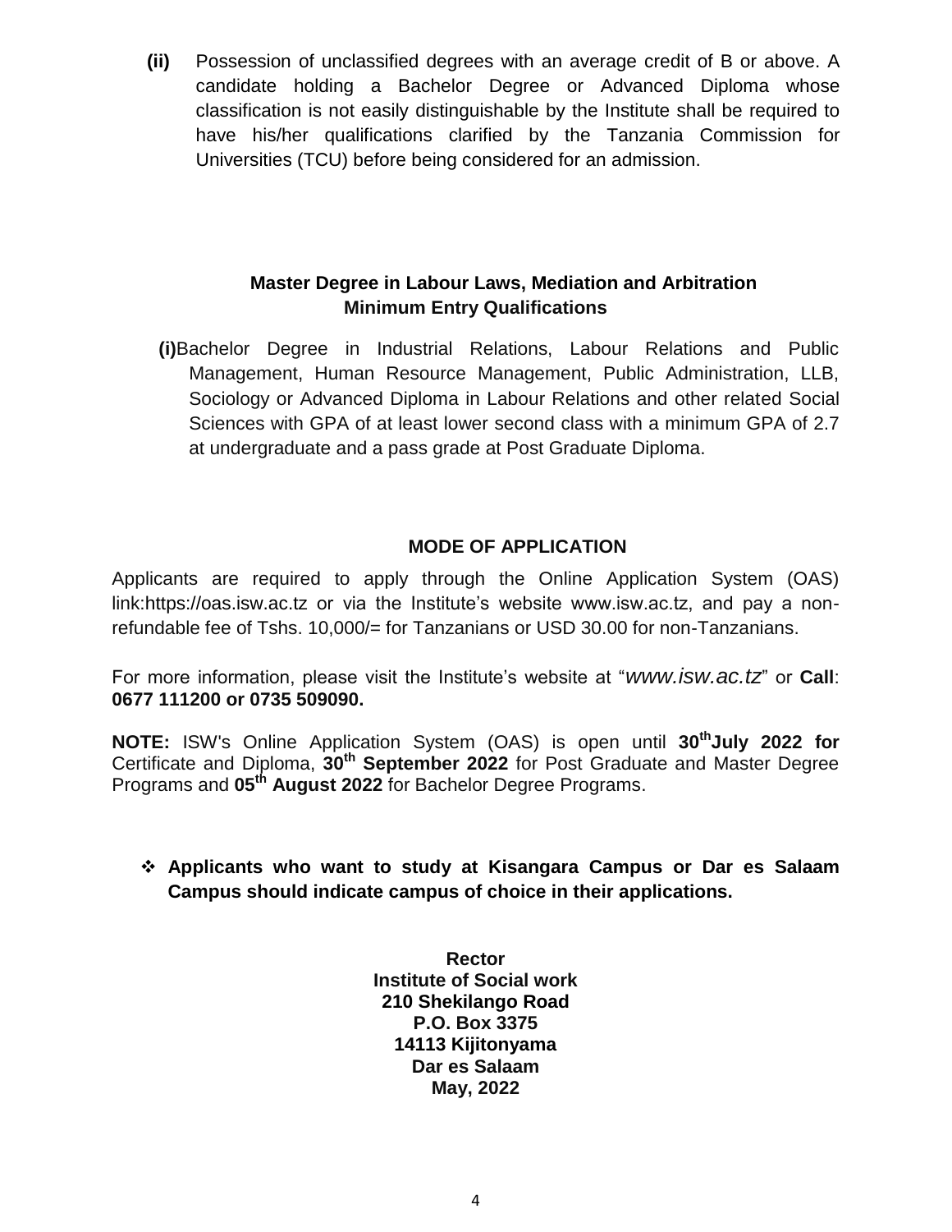**(ii)** Possession of unclassified degrees with an average credit of B or above. A candidate holding a Bachelor Degree or Advanced Diploma whose classification is not easily distinguishable by the Institute shall be required to have his/her qualifications clarified by the Tanzania Commission for Universities (TCU) before being considered for an admission.

### Master Degree in Labour Laws, Mediation and Arbitration
### Minimum Entry Qualifications

**(i)** Bachelor Degree in Industrial Relations, Labour Relations and Public Management, Human Resource Management, Public Administration, LLB, Sociology or Advanced Diploma in Labour Relations and other related Social Sciences with GPA of at least lower second class with a minimum GPA of 2.7 at undergraduate and a pass grade at Post Graduate Diploma.

## MODE OF APPLICATION

Applicants are required to apply through the Online Application System (OAS) link:https://oas.isw.ac.tz or via the Institute's website www.isw.ac.tz, and pay a non-refundable fee of Tshs. 10,000/= for Tanzanians or USD 30.00 for non-Tanzanians.

For more information, please visit the Institute's website at "*www.isw.ac.tz*" or **Call**: **0677 111200 or 0735 509090.**

**NOTE:** ISW's Online Application System (OAS) is open until **30th July 2022 for** Certificate and Diploma, **30th September 2022** for Post Graduate and Master Degree Programs and **05th August 2022** for Bachelor Degree Programs.

- **Applicants who want to study at Kisangara Campus or Dar es Salaam Campus should indicate campus of choice in their applications.**

**Rector**
**Institute of Social work**
**210 Shekilango Road**
**P.O. Box 3375**
**14113 Kijitonyama**
**Dar es Salaam**
**May, 2022**